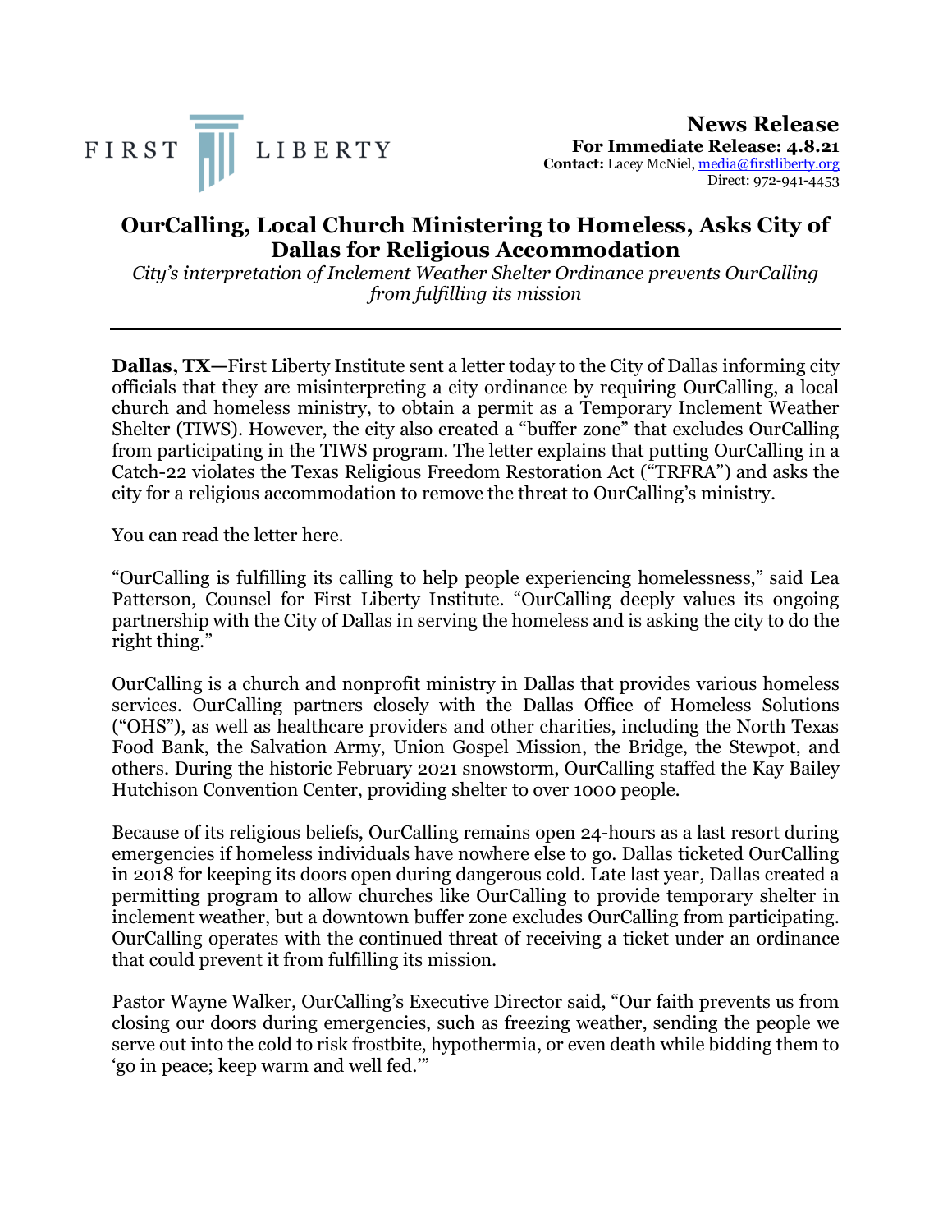FIRST LIBERTY

**News Release**
**For Immediate Release: 4.8.21**
**Contact:** Lacey McNiel, media@firstliberty.org
Direct: 972-941-4453

# OurCalling, Local Church Ministering to Homeless, Asks City of Dallas for Religious Accommodation

*City's interpretation of Inclement Weather Shelter Ordinance prevents OurCalling from fulfilling its mission*

---

**Dallas, TX—**First Liberty Institute sent a letter today to the City of Dallas informing city officials that they are misinterpreting a city ordinance by requiring OurCalling, a local church and homeless ministry, to obtain a permit as a Temporary Inclement Weather Shelter (TIWS). However, the city also created a "buffer zone" that excludes OurCalling from participating in the TIWS program. The letter explains that putting OurCalling in a Catch-22 violates the Texas Religious Freedom Restoration Act ("TRFRA") and asks the city for a religious accommodation to remove the threat to OurCalling's ministry.

You can read the letter here.

"OurCalling is fulfilling its calling to help people experiencing homelessness," said Lea Patterson, Counsel for First Liberty Institute. "OurCalling deeply values its ongoing partnership with the City of Dallas in serving the homeless and is asking the city to do the right thing."

OurCalling is a church and nonprofit ministry in Dallas that provides various homeless services. OurCalling partners closely with the Dallas Office of Homeless Solutions ("OHS"), as well as healthcare providers and other charities, including the North Texas Food Bank, the Salvation Army, Union Gospel Mission, the Bridge, the Stewpot, and others. During the historic February 2021 snowstorm, OurCalling staffed the Kay Bailey Hutchison Convention Center, providing shelter to over 1000 people.

Because of its religious beliefs, OurCalling remains open 24-hours as a last resort during emergencies if homeless individuals have nowhere else to go. Dallas ticketed OurCalling in 2018 for keeping its doors open during dangerous cold. Late last year, Dallas created a permitting program to allow churches like OurCalling to provide temporary shelter in inclement weather, but a downtown buffer zone excludes OurCalling from participating. OurCalling operates with the continued threat of receiving a ticket under an ordinance that could prevent it from fulfilling its mission.

Pastor Wayne Walker, OurCalling's Executive Director said, "Our faith prevents us from closing our doors during emergencies, such as freezing weather, sending the people we serve out into the cold to risk frostbite, hypothermia, or even death while bidding them to 'go in peace; keep warm and well fed.'"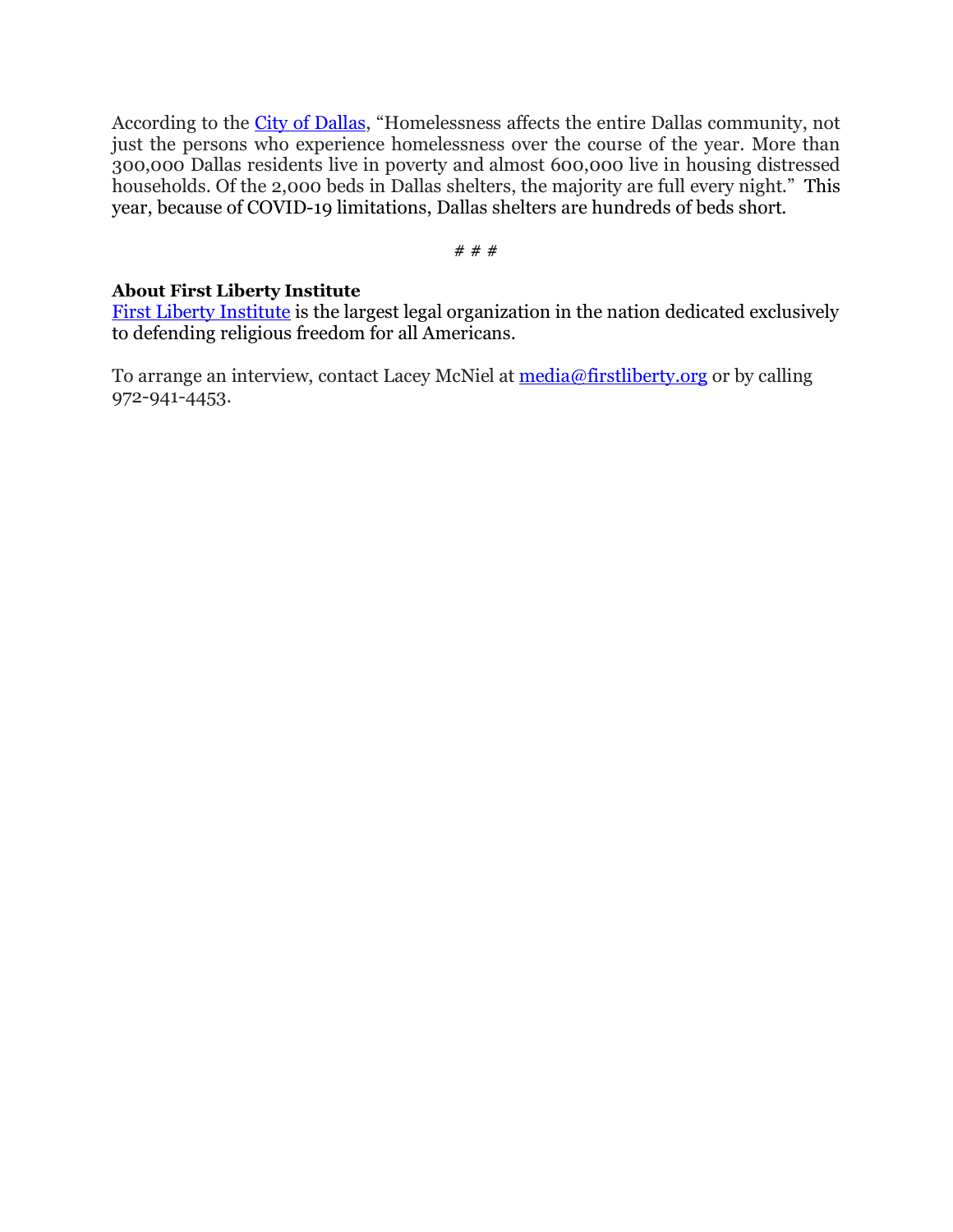According to the City of Dallas, "Homelessness affects the entire Dallas community, not just the persons who experience homelessness over the course of the year. More than 300,000 Dallas residents live in poverty and almost 600,000 live in housing distressed households. Of the 2,000 beds in Dallas shelters, the majority are full every night." This year, because of COVID-19 limitations, Dallas shelters are hundreds of beds short.

# # #

**About First Liberty Institute**
First Liberty Institute is the largest legal organization in the nation dedicated exclusively to defending religious freedom for all Americans.

To arrange an interview, contact Lacey McNiel at media@firstliberty.org or by calling 972-941-4453.